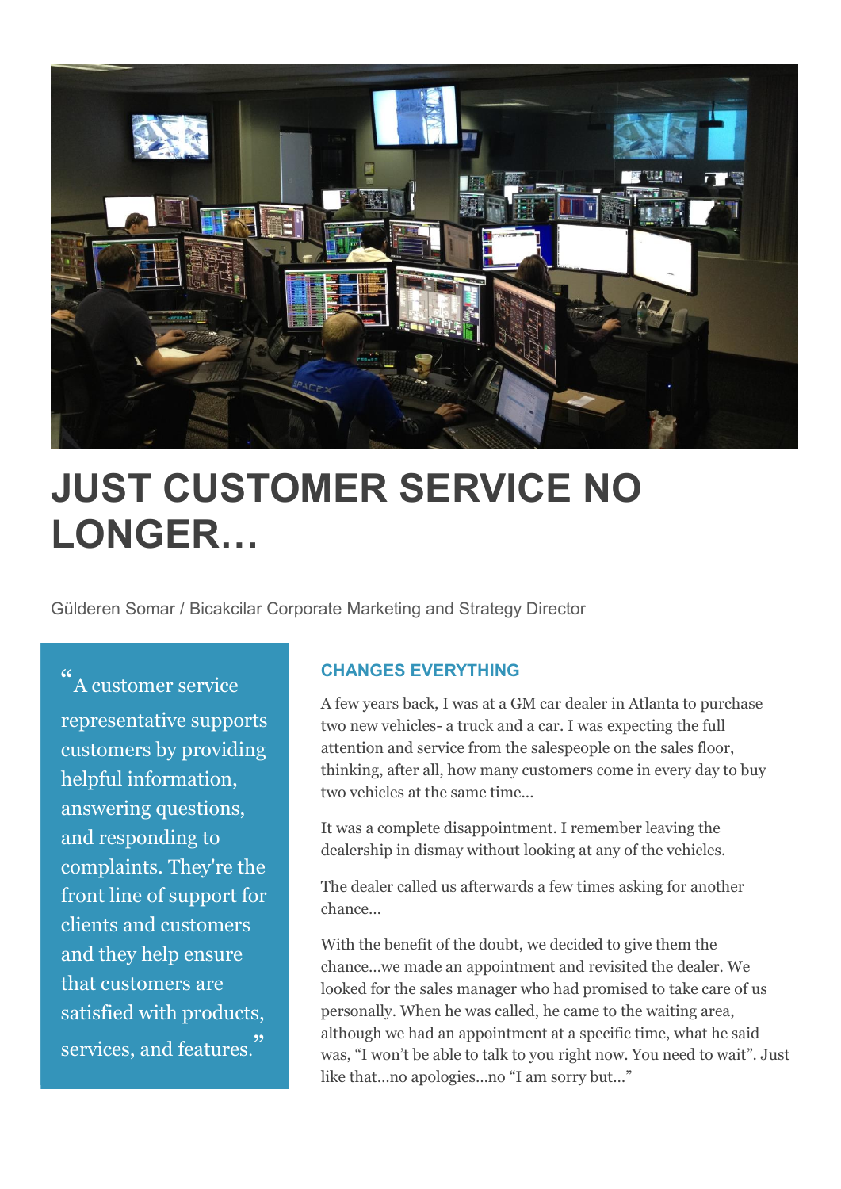# JUST CUSTOMER SERVICE NO LONGER…

Gülderen Somar / Bicakcilar Corporate Marketing and Strategy Director

> “A customer service representative supports customers by providing helpful information, answering questions, and responding to complaints. They're the front line of support for clients and customers and they help ensure that customers are satisfied with products, services, and features.”

### CHANGES EVERYTHING

A few years back, I was at a GM car dealer in Atlanta to purchase two new vehicles- a truck and a car. I was expecting the full attention and service from the salespeople on the sales floor, thinking, after all, how many customers come in every day to buy two vehicles at the same time…

It was a complete disappointment. I remember leaving the dealership in dismay without looking at any of the vehicles.

The dealer called us afterwards a few times asking for another chance…

With the benefit of the doubt, we decided to give them the chance…we made an appointment and revisited the dealer. We looked for the sales manager who had promised to take care of us personally. When he was called, he came to the waiting area, although we had an appointment at a specific time, what he said was, “I won’t be able to talk to you right now. You need to wait”. Just like that…no apologies…no “I am sorry but…”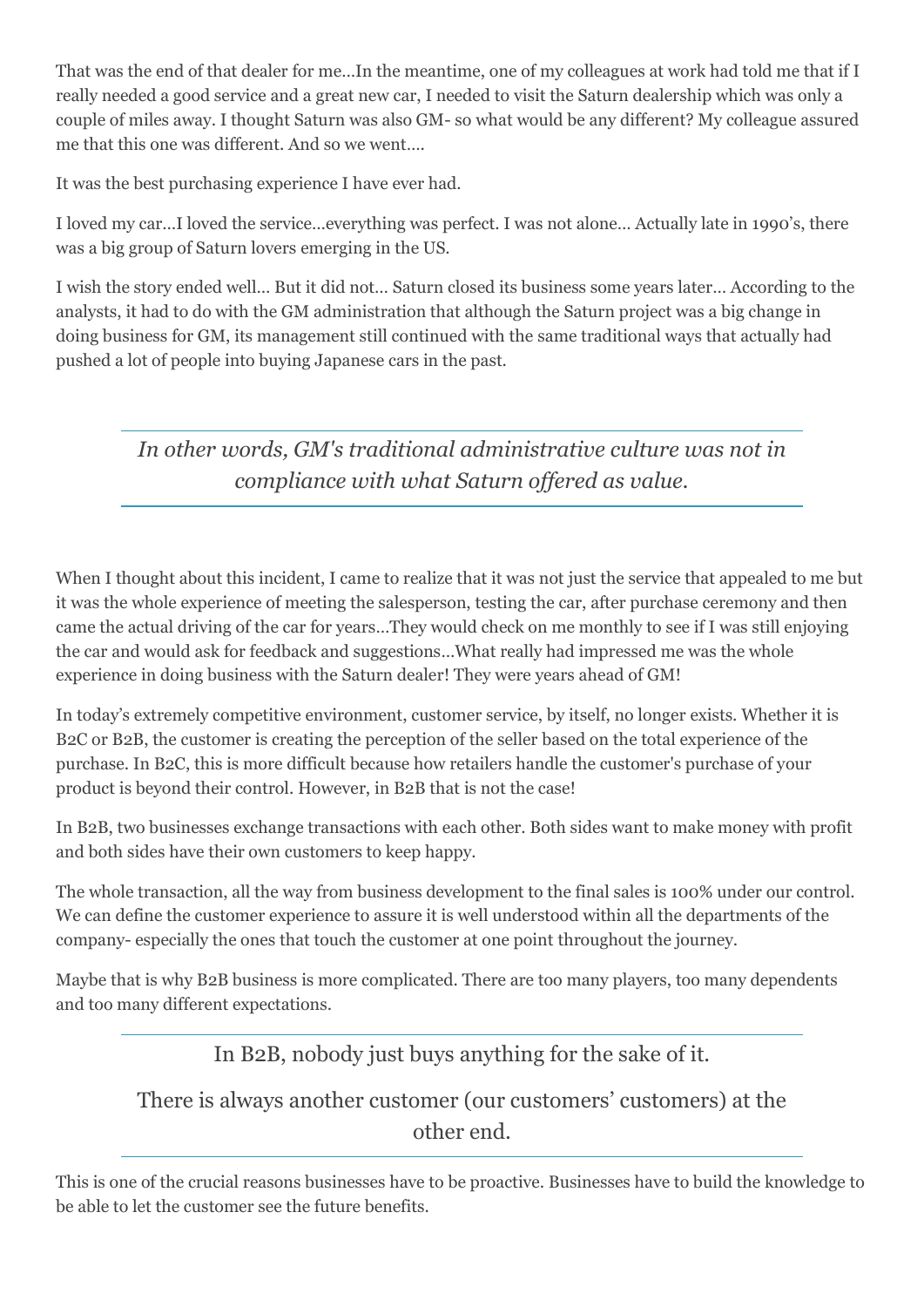That was the end of that dealer for me…In the meantime, one of my colleagues at work had told me that if I really needed a good service and a great new car, I needed to visit the Saturn dealership which was only a couple of miles away. I thought Saturn was also GM- so what would be any different? My colleague assured me that this one was different. And so we went….

It was the best purchasing experience I have ever had.

I loved my car…I loved the service…everything was perfect. I was not alone… Actually late in 1990's, there was a big group of Saturn lovers emerging in the US.

I wish the story ended well… But it did not… Saturn closed its business some years later… According to the analysts, it had to do with the GM administration that although the Saturn project was a big change in doing business for GM, its management still continued with the same traditional ways that actually had pushed a lot of people into buying Japanese cars in the past.

> *In other words, GM's traditional administrative culture was not in compliance with what Saturn offered as value.*

When I thought about this incident, I came to realize that it was not just the service that appealed to me but it was the whole experience of meeting the salesperson, testing the car, after purchase ceremony and then came the actual driving of the car for years…They would check on me monthly to see if I was still enjoying the car and would ask for feedback and suggestions…What really had impressed me was the whole experience in doing business with the Saturn dealer! They were years ahead of GM!

In today's extremely competitive environment, customer service, by itself, no longer exists. Whether it is B2C or B2B, the customer is creating the perception of the seller based on the total experience of the purchase. In B2C, this is more difficult because how retailers handle the customer's purchase of your product is beyond their control. However, in B2B that is not the case!

In B2B, two businesses exchange transactions with each other. Both sides want to make money with profit and both sides have their own customers to keep happy.

The whole transaction, all the way from business development to the final sales is 100% under our control. We can define the customer experience to assure it is well understood within all the departments of the company- especially the ones that touch the customer at one point throughout the journey.

Maybe that is why B2B business is more complicated. There are too many players, too many dependents and too many different expectations.

> In B2B, nobody just buys anything for the sake of it.
>
> There is always another customer (our customers' customers) at the other end.

This is one of the crucial reasons businesses have to be proactive. Businesses have to build the knowledge to be able to let the customer see the future benefits.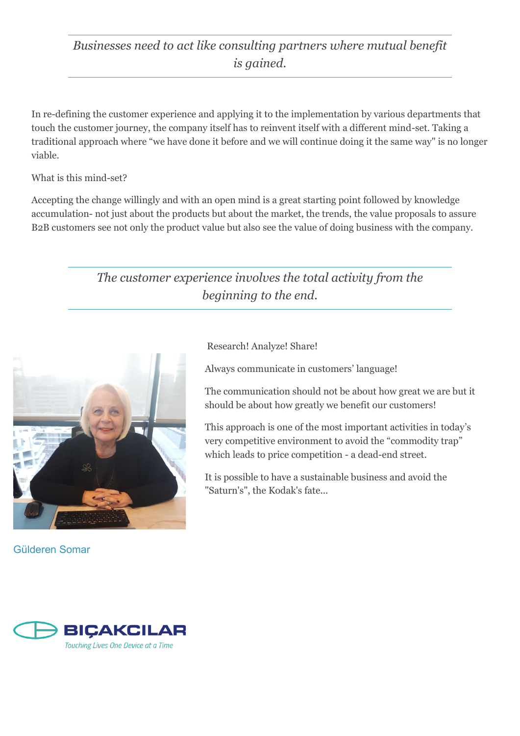*Businesses need to act like consulting partners where mutual benefit is gained.*

In re-defining the customer experience and applying it to the implementation by various departments that touch the customer journey, the company itself has to reinvent itself with a different mind-set. Taking a traditional approach where “we have done it before and we will continue doing it the same way" is no longer viable.

What is this mind-set?

Accepting the change willingly and with an open mind is a great starting point followed by knowledge accumulation- not just about the products but about the market, the trends, the value proposals to assure B2B customers see not only the product value but also see the value of doing business with the company.

*The customer experience involves the total activity from the beginning to the end.*

Research! Analyze! Share!

Always communicate in customers’ language!

The communication should not be about how great we are but it should be about how greatly we benefit our customers!

This approach is one of the most important activities in today’s very competitive environment to avoid the “commodity trap” which leads to price competition - a dead-end street.

It is possible to have a sustainable business and avoid the "Saturn's", the Kodak's fate...

Gülderen Somar

BIÇAKCILAR

Touching Lives One Device at a Time